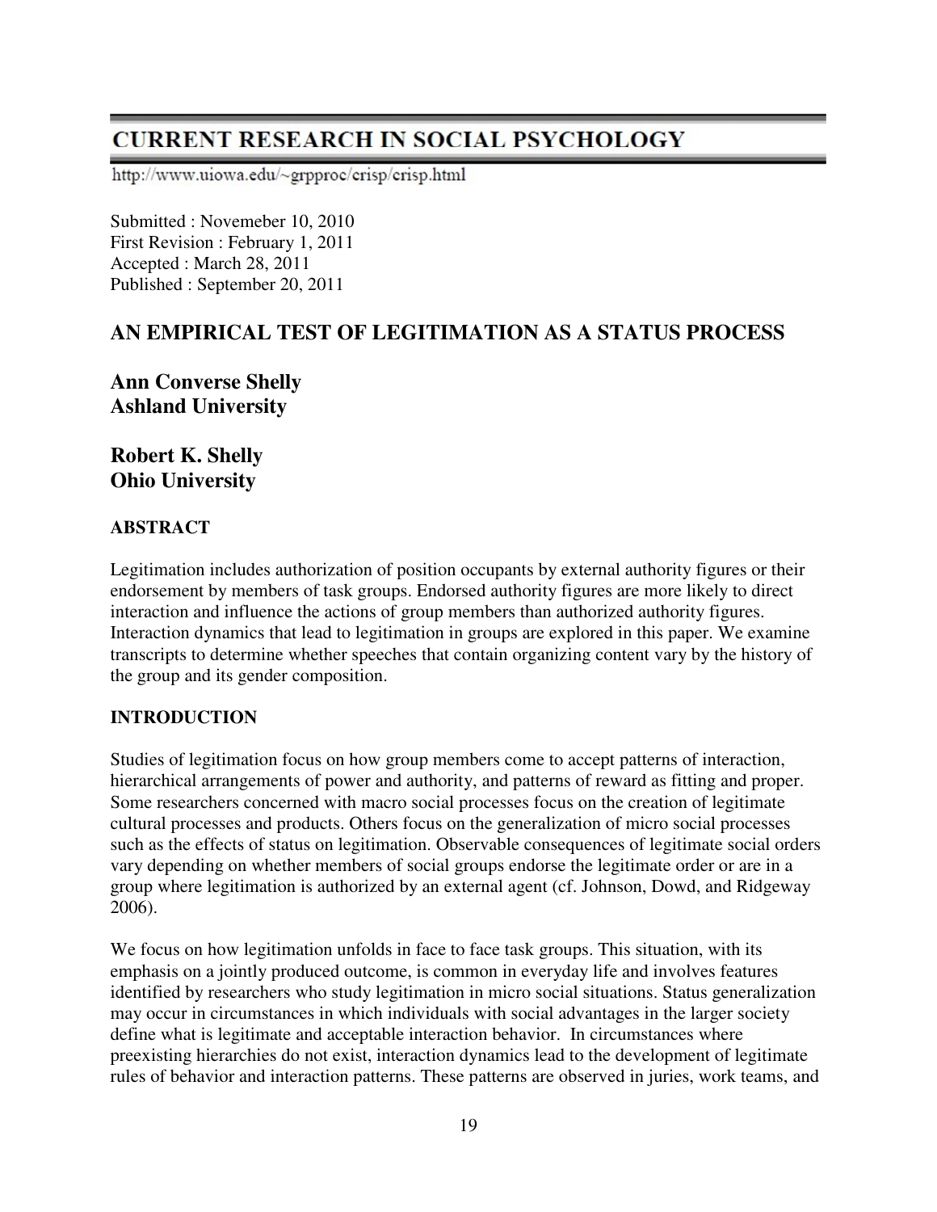# CURRENT RESEARCH IN SOCIAL PSYCHOLOGY

http://www.uiowa.edu/~grpproc/crisp/crisp.html

Submitted : Novemeber 10, 2010
First Revision : February 1, 2011
Accepted : March 28, 2011
Published : September 20, 2011

## AN EMPIRICAL TEST OF LEGITIMATION AS A STATUS PROCESS

**Ann Converse Shelly**
**Ashland University**

**Robert K. Shelly**
**Ohio University**

### ABSTRACT

Legitimation includes authorization of position occupants by external authority figures or their endorsement by members of task groups. Endorsed authority figures are more likely to direct interaction and influence the actions of group members than authorized authority figures. Interaction dynamics that lead to legitimation in groups are explored in this paper. We examine transcripts to determine whether speeches that contain organizing content vary by the history of the group and its gender composition.

### INTRODUCTION

Studies of legitimation focus on how group members come to accept patterns of interaction, hierarchical arrangements of power and authority, and patterns of reward as fitting and proper. Some researchers concerned with macro social processes focus on the creation of legitimate cultural processes and products. Others focus on the generalization of micro social processes such as the effects of status on legitimation. Observable consequences of legitimate social orders vary depending on whether members of social groups endorse the legitimate order or are in a group where legitimation is authorized by an external agent (cf. Johnson, Dowd, and Ridgeway 2006).

We focus on how legitimation unfolds in face to face task groups. This situation, with its emphasis on a jointly produced outcome, is common in everyday life and involves features identified by researchers who study legitimation in micro social situations. Status generalization may occur in circumstances in which individuals with social advantages in the larger society define what is legitimate and acceptable interaction behavior. In circumstances where preexisting hierarchies do not exist, interaction dynamics lead to the development of legitimate rules of behavior and interaction patterns. These patterns are observed in juries, work teams, and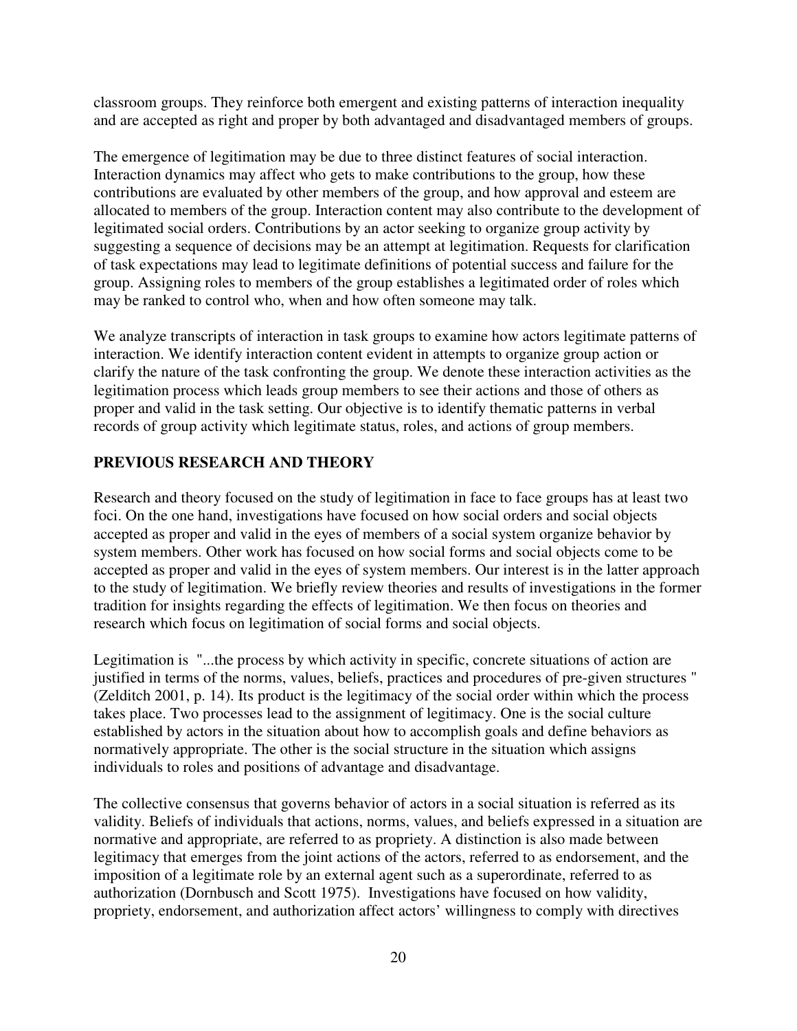classroom groups. They reinforce both emergent and existing patterns of interaction inequality and are accepted as right and proper by both advantaged and disadvantaged members of groups.

The emergence of legitimation may be due to three distinct features of social interaction. Interaction dynamics may affect who gets to make contributions to the group, how these contributions are evaluated by other members of the group, and how approval and esteem are allocated to members of the group. Interaction content may also contribute to the development of legitimated social orders. Contributions by an actor seeking to organize group activity by suggesting a sequence of decisions may be an attempt at legitimation. Requests for clarification of task expectations may lead to legitimate definitions of potential success and failure for the group. Assigning roles to members of the group establishes a legitimated order of roles which may be ranked to control who, when and how often someone may talk.

We analyze transcripts of interaction in task groups to examine how actors legitimate patterns of interaction. We identify interaction content evident in attempts to organize group action or clarify the nature of the task confronting the group. We denote these interaction activities as the legitimation process which leads group members to see their actions and those of others as proper and valid in the task setting. Our objective is to identify thematic patterns in verbal records of group activity which legitimate status, roles, and actions of group members.

## PREVIOUS RESEARCH AND THEORY

Research and theory focused on the study of legitimation in face to face groups has at least two foci. On the one hand, investigations have focused on how social orders and social objects accepted as proper and valid in the eyes of members of a social system organize behavior by system members. Other work has focused on how social forms and social objects come to be accepted as proper and valid in the eyes of system members. Our interest is in the latter approach to the study of legitimation. We briefly review theories and results of investigations in the former tradition for insights regarding the effects of legitimation. We then focus on theories and research which focus on legitimation of social forms and social objects.

Legitimation is "...the process by which activity in specific, concrete situations of action are justified in terms of the norms, values, beliefs, practices and procedures of pre-given structures " (Zelditch 2001, p. 14). Its product is the legitimacy of the social order within which the process takes place. Two processes lead to the assignment of legitimacy. One is the social culture established by actors in the situation about how to accomplish goals and define behaviors as normatively appropriate. The other is the social structure in the situation which assigns individuals to roles and positions of advantage and disadvantage.

The collective consensus that governs behavior of actors in a social situation is referred as its validity. Beliefs of individuals that actions, norms, values, and beliefs expressed in a situation are normative and appropriate, are referred to as propriety. A distinction is also made between legitimacy that emerges from the joint actions of the actors, referred to as endorsement, and the imposition of a legitimate role by an external agent such as a superordinate, referred to as authorization (Dornbusch and Scott 1975). Investigations have focused on how validity, propriety, endorsement, and authorization affect actors' willingness to comply with directives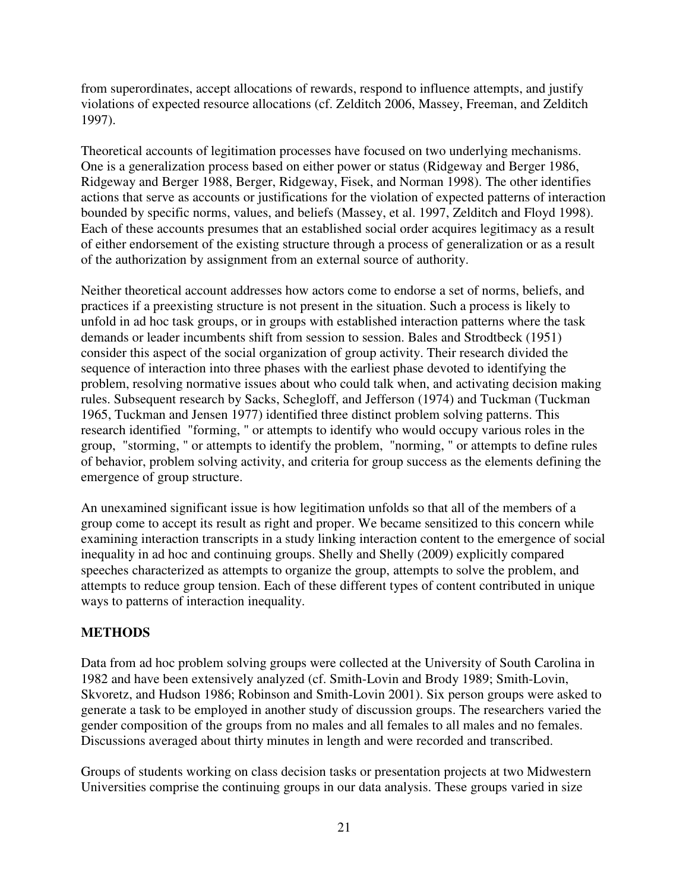from superordinates, accept allocations of rewards, respond to influence attempts, and justify violations of expected resource allocations (cf. Zelditch 2006, Massey, Freeman, and Zelditch 1997).

Theoretical accounts of legitimation processes have focused on two underlying mechanisms. One is a generalization process based on either power or status (Ridgeway and Berger 1986, Ridgeway and Berger 1988, Berger, Ridgeway, Fisek, and Norman 1998). The other identifies actions that serve as accounts or justifications for the violation of expected patterns of interaction bounded by specific norms, values, and beliefs (Massey, et al. 1997, Zelditch and Floyd 1998). Each of these accounts presumes that an established social order acquires legitimacy as a result of either endorsement of the existing structure through a process of generalization or as a result of the authorization by assignment from an external source of authority.

Neither theoretical account addresses how actors come to endorse a set of norms, beliefs, and practices if a preexisting structure is not present in the situation. Such a process is likely to unfold in ad hoc task groups, or in groups with established interaction patterns where the task demands or leader incumbents shift from session to session. Bales and Strodtbeck (1951) consider this aspect of the social organization of group activity. Their research divided the sequence of interaction into three phases with the earliest phase devoted to identifying the problem, resolving normative issues about who could talk when, and activating decision making rules. Subsequent research by Sacks, Schegloff, and Jefferson (1974) and Tuckman (Tuckman 1965, Tuckman and Jensen 1977) identified three distinct problem solving patterns. This research identified "forming, " or attempts to identify who would occupy various roles in the group, "storming, " or attempts to identify the problem, "norming, " or attempts to define rules of behavior, problem solving activity, and criteria for group success as the elements defining the emergence of group structure.

An unexamined significant issue is how legitimation unfolds so that all of the members of a group come to accept its result as right and proper. We became sensitized to this concern while examining interaction transcripts in a study linking interaction content to the emergence of social inequality in ad hoc and continuing groups. Shelly and Shelly (2009) explicitly compared speeches characterized as attempts to organize the group, attempts to solve the problem, and attempts to reduce group tension. Each of these different types of content contributed in unique ways to patterns of interaction inequality.

## METHODS

Data from ad hoc problem solving groups were collected at the University of South Carolina in 1982 and have been extensively analyzed (cf. Smith-Lovin and Brody 1989; Smith-Lovin, Skvoretz, and Hudson 1986; Robinson and Smith-Lovin 2001). Six person groups were asked to generate a task to be employed in another study of discussion groups. The researchers varied the gender composition of the groups from no males and all females to all males and no females. Discussions averaged about thirty minutes in length and were recorded and transcribed.

Groups of students working on class decision tasks or presentation projects at two Midwestern Universities comprise the continuing groups in our data analysis. These groups varied in size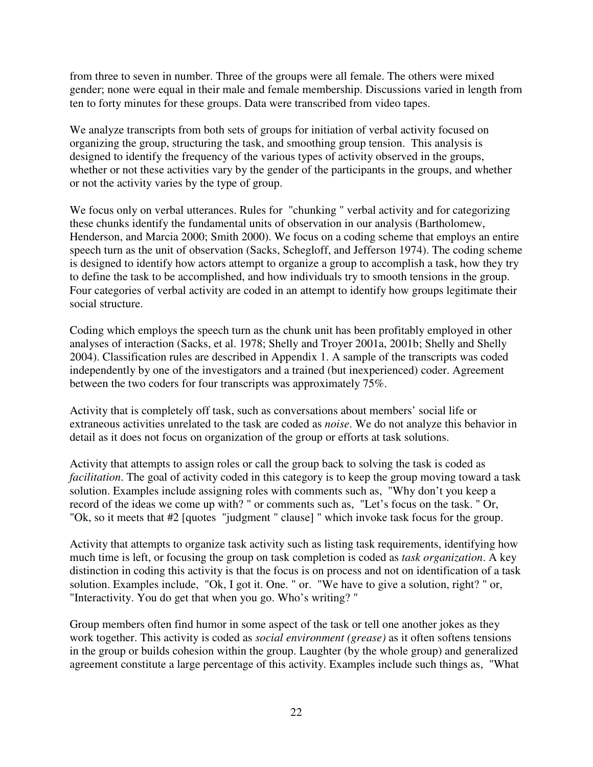from three to seven in number. Three of the groups were all female. The others were mixed gender; none were equal in their male and female membership. Discussions varied in length from ten to forty minutes for these groups. Data were transcribed from video tapes.

We analyze transcripts from both sets of groups for initiation of verbal activity focused on organizing the group, structuring the task, and smoothing group tension. This analysis is designed to identify the frequency of the various types of activity observed in the groups, whether or not these activities vary by the gender of the participants in the groups, and whether or not the activity varies by the type of group.

We focus only on verbal utterances. Rules for "chunking " verbal activity and for categorizing these chunks identify the fundamental units of observation in our analysis (Bartholomew, Henderson, and Marcia 2000; Smith 2000). We focus on a coding scheme that employs an entire speech turn as the unit of observation (Sacks, Schegloff, and Jefferson 1974). The coding scheme is designed to identify how actors attempt to organize a group to accomplish a task, how they try to define the task to be accomplished, and how individuals try to smooth tensions in the group. Four categories of verbal activity are coded in an attempt to identify how groups legitimate their social structure.

Coding which employs the speech turn as the chunk unit has been profitably employed in other analyses of interaction (Sacks, et al. 1978; Shelly and Troyer 2001a, 2001b; Shelly and Shelly 2004). Classification rules are described in Appendix 1. A sample of the transcripts was coded independently by one of the investigators and a trained (but inexperienced) coder. Agreement between the two coders for four transcripts was approximately 75%.

Activity that is completely off task, such as conversations about members' social life or extraneous activities unrelated to the task are coded as *noise*. We do not analyze this behavior in detail as it does not focus on organization of the group or efforts at task solutions.

Activity that attempts to assign roles or call the group back to solving the task is coded as *facilitation*. The goal of activity coded in this category is to keep the group moving toward a task solution. Examples include assigning roles with comments such as, "Why don't you keep a record of the ideas we come up with? " or comments such as, "Let's focus on the task. " Or, "Ok, so it meets that #2 [quotes "judgment " clause] " which invoke task focus for the group.

Activity that attempts to organize task activity such as listing task requirements, identifying how much time is left, or focusing the group on task completion is coded as *task organization*. A key distinction in coding this activity is that the focus is on process and not on identification of a task solution. Examples include, "Ok, I got it. One. " or. "We have to give a solution, right? " or, "Interactivity. You do get that when you go. Who's writing? "

Group members often find humor in some aspect of the task or tell one another jokes as they work together. This activity is coded as *social environment (grease)* as it often softens tensions in the group or builds cohesion within the group. Laughter (by the whole group) and generalized agreement constitute a large percentage of this activity. Examples include such things as, "What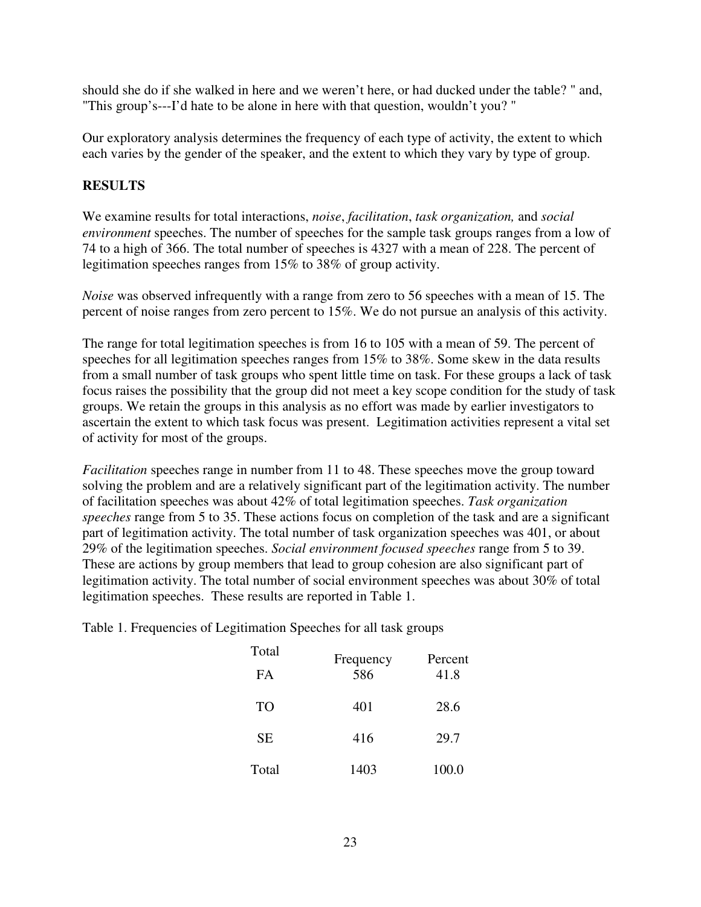should she do if she walked in here and we weren't here, or had ducked under the table? " and, "This group's---I'd hate to be alone in here with that question, wouldn't you? "

Our exploratory analysis determines the frequency of each type of activity, the extent to which each varies by the gender of the speaker, and the extent to which they vary by type of group.

## RESULTS

We examine results for total interactions, *noise*, *facilitation*, *task organization,* and *social environment* speeches. The number of speeches for the sample task groups ranges from a low of 74 to a high of 366. The total number of speeches is 4327 with a mean of 228. The percent of legitimation speeches ranges from 15% to 38% of group activity.

*Noise* was observed infrequently with a range from zero to 56 speeches with a mean of 15. The percent of noise ranges from zero percent to 15%. We do not pursue an analysis of this activity.

The range for total legitimation speeches is from 16 to 105 with a mean of 59. The percent of speeches for all legitimation speeches ranges from 15% to 38%. Some skew in the data results from a small number of task groups who spent little time on task. For these groups a lack of task focus raises the possibility that the group did not meet a key scope condition for the study of task groups. We retain the groups in this analysis as no effort was made by earlier investigators to ascertain the extent to which task focus was present. Legitimation activities represent a vital set of activity for most of the groups.

*Facilitation* speeches range in number from 11 to 48. These speeches move the group toward solving the problem and are a relatively significant part of the legitimation activity. The number of facilitation speeches was about 42% of total legitimation speeches. *Task organization speeches* range from 5 to 35. These actions focus on completion of the task and are a significant part of legitimation activity. The total number of task organization speeches was 401, or about 29% of the legitimation speeches. *Social environment focused speeches* range from 5 to 39. These are actions by group members that lead to group cohesion are also significant part of legitimation activity. The total number of social environment speeches was about 30% of total legitimation speeches. These results are reported in Table 1.

Table 1. Frequencies of Legitimation Speeches for all task groups

| Total | Frequency | Percent |
|---|---|---|
| FA | 586 | 41.8 |
| TO | 401 | 28.6 |
| SE | 416 | 29.7 |
| Total | 1403 | 100.0 |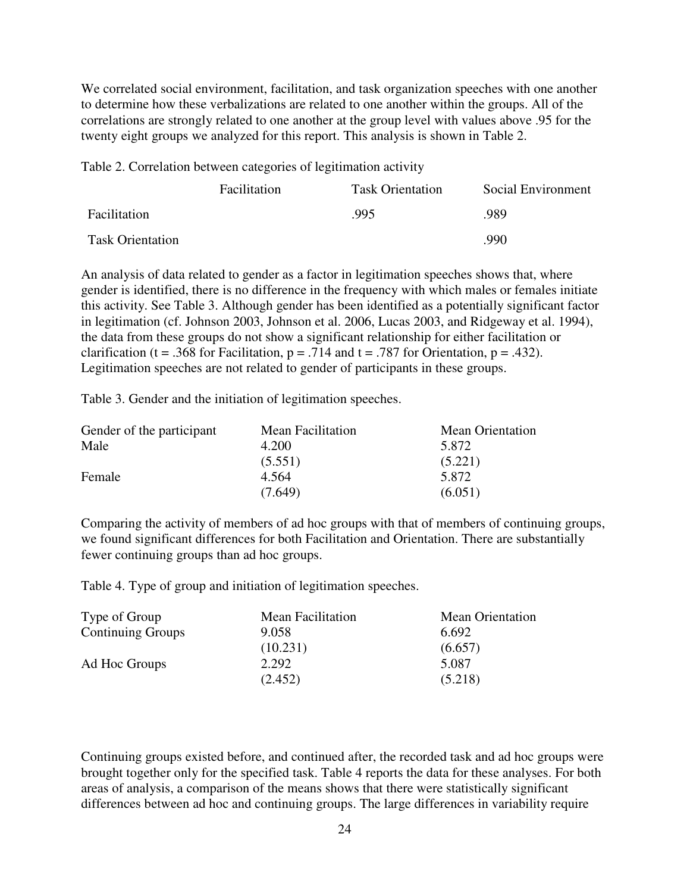We correlated social environment, facilitation, and task organization speeches with one another to determine how these verbalizations are related to one another within the groups. All of the correlations are strongly related to one another at the group level with values above .95 for the twenty eight groups we analyzed for this report. This analysis is shown in Table 2.

Table 2. Correlation between categories of legitimation activity

| | Facilitation | Task Orientation | Social Environment |
|---|---|---|---|
| Facilitation | | .995 | .989 |
| Task Orientation | | | .990 |

An analysis of data related to gender as a factor in legitimation speeches shows that, where gender is identified, there is no difference in the frequency with which males or females initiate this activity. See Table 3. Although gender has been identified as a potentially significant factor in legitimation (cf. Johnson 2003, Johnson et al. 2006, Lucas 2003, and Ridgeway et al. 1994), the data from these groups do not show a significant relationship for either facilitation or clarification ($t = .368$ for Facilitation, $p = .714$ and $t = .787$ for Orientation, $p = .432$). Legitimation speeches are not related to gender of participants in these groups.

Table 3. Gender and the initiation of legitimation speeches.

| Gender of the participant | Mean Facilitation | Mean Orientation |
|---|---|---|
| Male | 4.200 | 5.872 |
| | (5.551) | (5.221) |
| Female | 4.564 | 5.872 |
| | (7.649) | (6.051) |

Comparing the activity of members of ad hoc groups with that of members of continuing groups, we found significant differences for both Facilitation and Orientation. There are substantially fewer continuing groups than ad hoc groups.

Table 4. Type of group and initiation of legitimation speeches.

| Type of Group | Mean Facilitation | Mean Orientation |
|---|---|---|
| Continuing Groups | 9.058 | 6.692 |
| | (10.231) | (6.657) |
| Ad Hoc Groups | 2.292 | 5.087 |
| | (2.452) | (5.218) |

Continuing groups existed before, and continued after, the recorded task and ad hoc groups were brought together only for the specified task. Table 4 reports the data for these analyses. For both areas of analysis, a comparison of the means shows that there were statistically significant differences between ad hoc and continuing groups. The large differences in variability require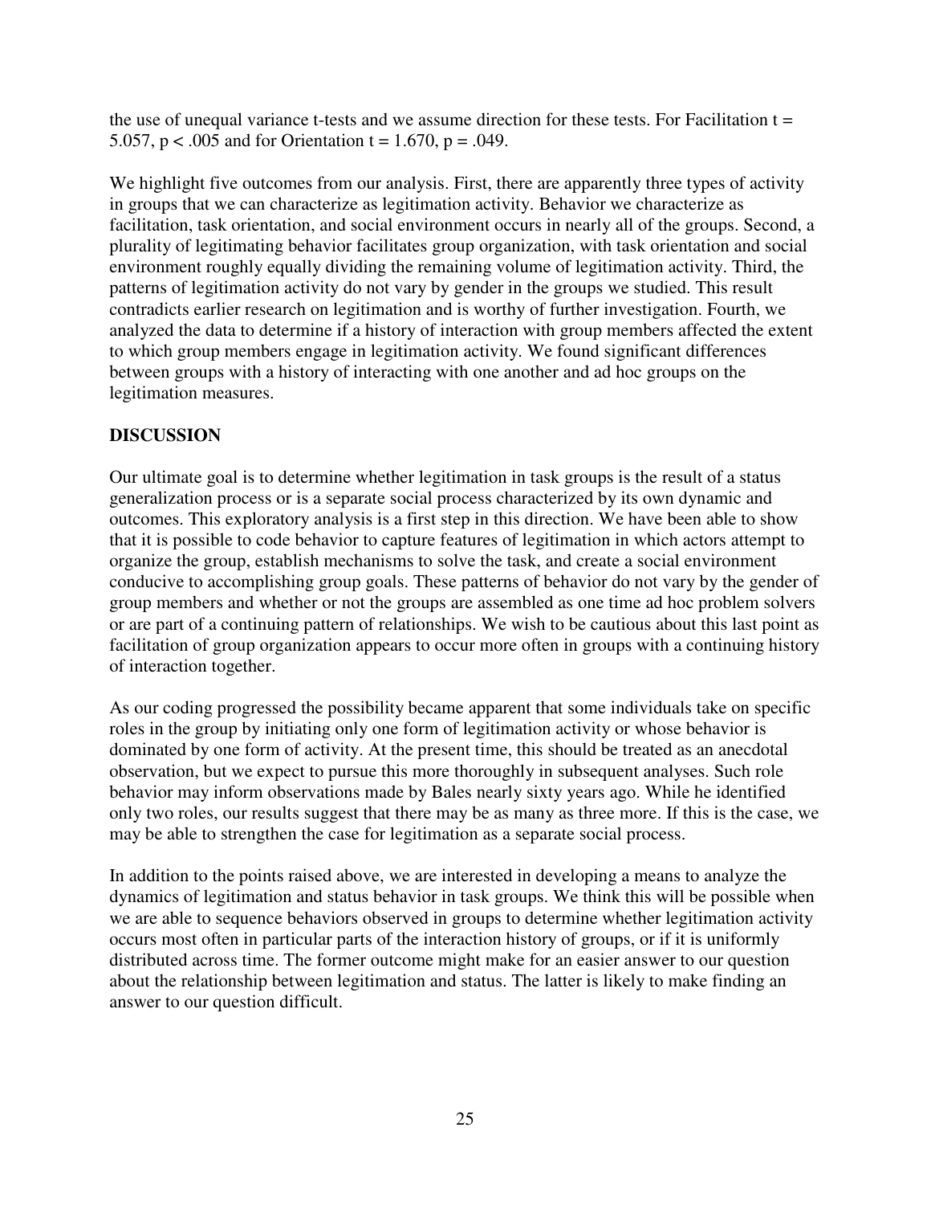the use of unequal variance t-tests and we assume direction for these tests. For Facilitation $t = 5.057$, $p < .005$ and for Orientation $t = 1.670$, $p = .049$.

We highlight five outcomes from our analysis. First, there are apparently three types of activity in groups that we can characterize as legitimation activity. Behavior we characterize as facilitation, task orientation, and social environment occurs in nearly all of the groups. Second, a plurality of legitimating behavior facilitates group organization, with task orientation and social environment roughly equally dividing the remaining volume of legitimation activity. Third, the patterns of legitimation activity do not vary by gender in the groups we studied. This result contradicts earlier research on legitimation and is worthy of further investigation. Fourth, we analyzed the data to determine if a history of interaction with group members affected the extent to which group members engage in legitimation activity. We found significant differences between groups with a history of interacting with one another and ad hoc groups on the legitimation measures.

## DISCUSSION

Our ultimate goal is to determine whether legitimation in task groups is the result of a status generalization process or is a separate social process characterized by its own dynamic and outcomes. This exploratory analysis is a first step in this direction. We have been able to show that it is possible to code behavior to capture features of legitimation in which actors attempt to organize the group, establish mechanisms to solve the task, and create a social environment conducive to accomplishing group goals. These patterns of behavior do not vary by the gender of group members and whether or not the groups are assembled as one time ad hoc problem solvers or are part of a continuing pattern of relationships. We wish to be cautious about this last point as facilitation of group organization appears to occur more often in groups with a continuing history of interaction together.

As our coding progressed the possibility became apparent that some individuals take on specific roles in the group by initiating only one form of legitimation activity or whose behavior is dominated by one form of activity. At the present time, this should be treated as an anecdotal observation, but we expect to pursue this more thoroughly in subsequent analyses. Such role behavior may inform observations made by Bales nearly sixty years ago. While he identified only two roles, our results suggest that there may be as many as three more. If this is the case, we may be able to strengthen the case for legitimation as a separate social process.

In addition to the points raised above, we are interested in developing a means to analyze the dynamics of legitimation and status behavior in task groups. We think this will be possible when we are able to sequence behaviors observed in groups to determine whether legitimation activity occurs most often in particular parts of the interaction history of groups, or if it is uniformly distributed across time. The former outcome might make for an easier answer to our question about the relationship between legitimation and status. The latter is likely to make finding an answer to our question difficult.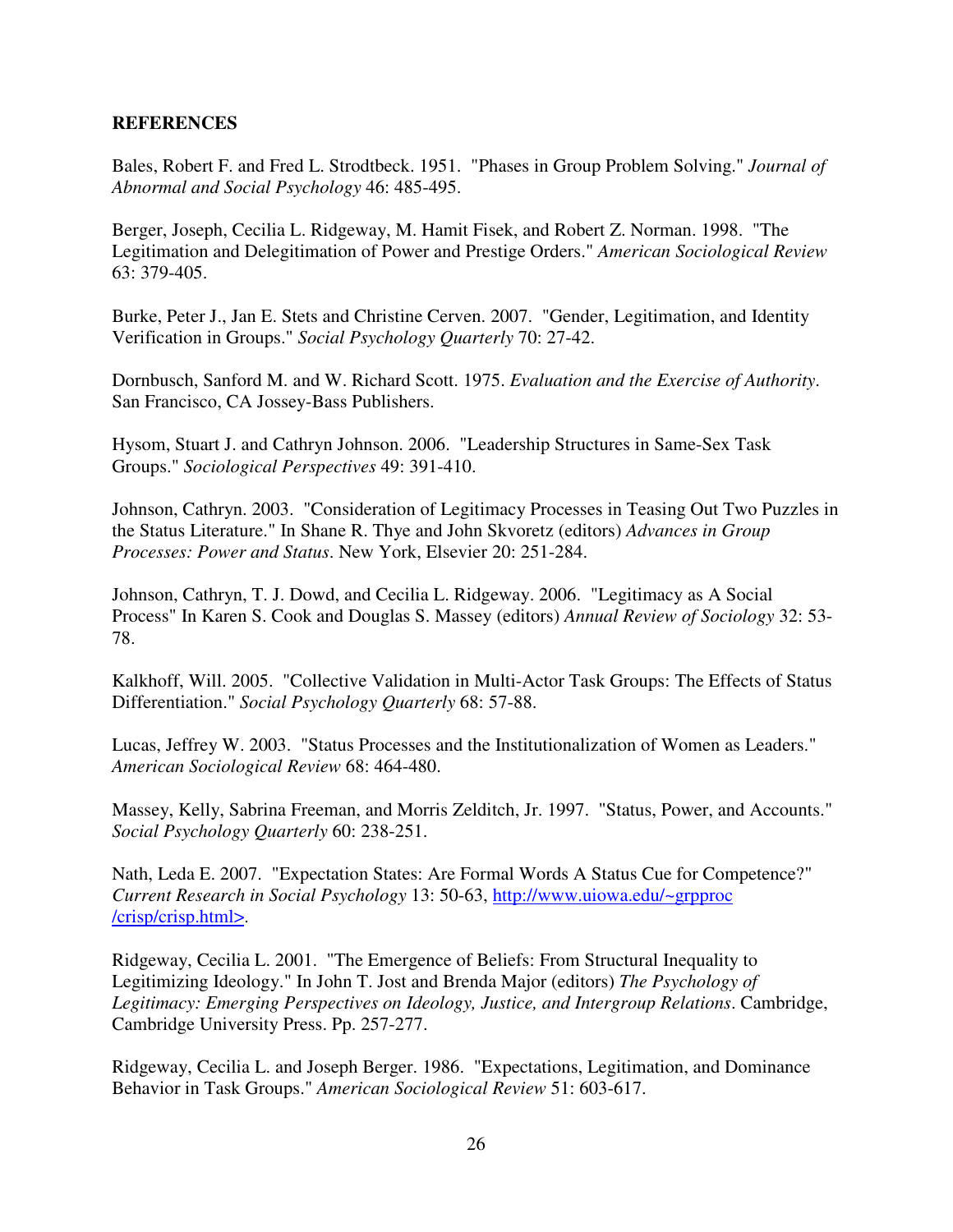**REFERENCES**

Bales, Robert F. and Fred L. Strodtbeck. 1951. "Phases in Group Problem Solving." *Journal of Abnormal and Social Psychology* 46: 485-495.

Berger, Joseph, Cecilia L. Ridgeway, M. Hamit Fisek, and Robert Z. Norman. 1998. "The Legitimation and Delegitimation of Power and Prestige Orders." *American Sociological Review* 63: 379-405.

Burke, Peter J., Jan E. Stets and Christine Cerven. 2007. "Gender, Legitimation, and Identity Verification in Groups." *Social Psychology Quarterly* 70: 27-42.

Dornbusch, Sanford M. and W. Richard Scott. 1975. *Evaluation and the Exercise of Authority*. San Francisco, CA Jossey-Bass Publishers.

Hysom, Stuart J. and Cathryn Johnson. 2006. "Leadership Structures in Same-Sex Task Groups." *Sociological Perspectives* 49: 391-410.

Johnson, Cathryn. 2003. "Consideration of Legitimacy Processes in Teasing Out Two Puzzles in the Status Literature." In Shane R. Thye and John Skvoretz (editors) *Advances in Group Processes: Power and Status*. New York, Elsevier 20: 251-284.

Johnson, Cathryn, T. J. Dowd, and Cecilia L. Ridgeway. 2006. "Legitimacy as A Social Process" In Karen S. Cook and Douglas S. Massey (editors) *Annual Review of Sociology* 32: 53-78.

Kalkhoff, Will. 2005. "Collective Validation in Multi-Actor Task Groups: The Effects of Status Differentiation." *Social Psychology Quarterly* 68: 57-88.

Lucas, Jeffrey W. 2003. "Status Processes and the Institutionalization of Women as Leaders." *American Sociological Review* 68: 464-480.

Massey, Kelly, Sabrina Freeman, and Morris Zelditch, Jr. 1997. "Status, Power, and Accounts." *Social Psychology Quarterly* 60: 238-251.

Nath, Leda E. 2007. "Expectation States: Are Formal Words A Status Cue for Competence?" *Current Research in Social Psychology* 13: 50-63, http://www.uiowa.edu/~grpproc/crisp/crisp.html>.

Ridgeway, Cecilia L. 2001. "The Emergence of Beliefs: From Structural Inequality to Legitimizing Ideology." In John T. Jost and Brenda Major (editors) *The Psychology of Legitimacy: Emerging Perspectives on Ideology, Justice, and Intergroup Relations*. Cambridge, Cambridge University Press. Pp. 257-277.

Ridgeway, Cecilia L. and Joseph Berger. 1986. "Expectations, Legitimation, and Dominance Behavior in Task Groups." *American Sociological Review* 51: 603-617.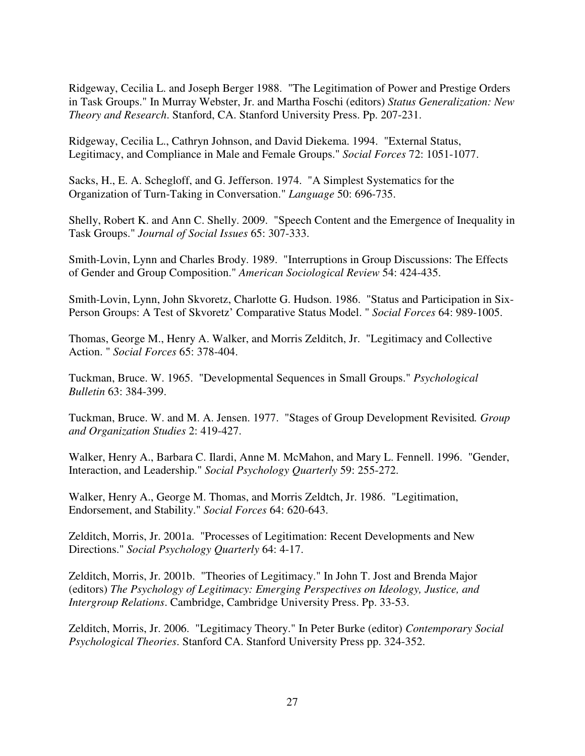Ridgeway, Cecilia L. and Joseph Berger 1988. "The Legitimation of Power and Prestige Orders in Task Groups." In Murray Webster, Jr. and Martha Foschi (editors) *Status Generalization: New Theory and Research*. Stanford, CA. Stanford University Press. Pp. 207-231.

Ridgeway, Cecilia L., Cathryn Johnson, and David Diekema. 1994. "External Status, Legitimacy, and Compliance in Male and Female Groups." *Social Forces* 72: 1051-1077.

Sacks, H., E. A. Schegloff, and G. Jefferson. 1974. "A Simplest Systematics for the Organization of Turn-Taking in Conversation." *Language* 50: 696-735.

Shelly, Robert K. and Ann C. Shelly. 2009. "Speech Content and the Emergence of Inequality in Task Groups." *Journal of Social Issues* 65: 307-333.

Smith-Lovin, Lynn and Charles Brody. 1989. "Interruptions in Group Discussions: The Effects of Gender and Group Composition." *American Sociological Review* 54: 424-435.

Smith-Lovin, Lynn, John Skvoretz, Charlotte G. Hudson. 1986. "Status and Participation in Six-Person Groups: A Test of Skvoretz' Comparative Status Model. " *Social Forces* 64: 989-1005.

Thomas, George M., Henry A. Walker, and Morris Zelditch, Jr. "Legitimacy and Collective Action. " *Social Forces* 65: 378-404.

Tuckman, Bruce. W. 1965. "Developmental Sequences in Small Groups." *Psychological Bulletin* 63: 384-399.

Tuckman, Bruce. W. and M. A. Jensen. 1977. "Stages of Group Development Revisited*. Group and Organization Studies* 2: 419-427.

Walker, Henry A., Barbara C. Ilardi, Anne M. McMahon, and Mary L. Fennell. 1996. "Gender, Interaction, and Leadership." *Social Psychology Quarterly* 59: 255-272.

Walker, Henry A., George M. Thomas, and Morris Zeldtch, Jr. 1986. "Legitimation, Endorsement, and Stability." *Social Forces* 64: 620-643.

Zelditch, Morris, Jr. 2001a. "Processes of Legitimation: Recent Developments and New Directions." *Social Psychology Quarterly* 64: 4-17.

Zelditch, Morris, Jr. 2001b. "Theories of Legitimacy." In John T. Jost and Brenda Major (editors) *The Psychology of Legitimacy: Emerging Perspectives on Ideology, Justice, and Intergroup Relations*. Cambridge, Cambridge University Press. Pp. 33-53.

Zelditch, Morris, Jr. 2006. "Legitimacy Theory." In Peter Burke (editor) *Contemporary Social Psychological Theories*. Stanford CA. Stanford University Press pp. 324-352.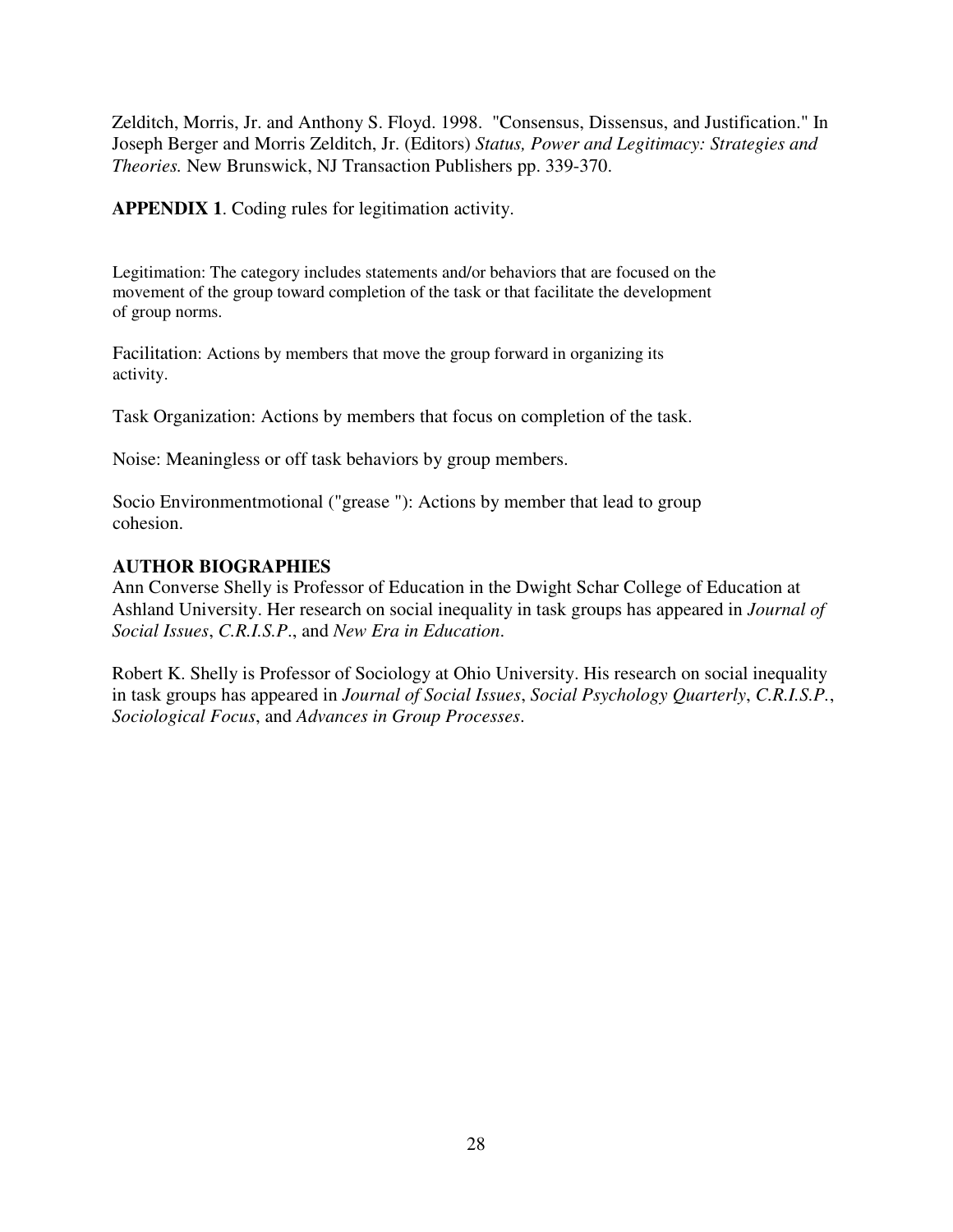Zelditch, Morris, Jr. and Anthony S. Floyd. 1998. "Consensus, Dissensus, and Justification." In Joseph Berger and Morris Zelditch, Jr. (Editors) *Status, Power and Legitimacy: Strategies and Theories.* New Brunswick, NJ Transaction Publishers pp. 339-370.

**APPENDIX 1**. Coding rules for legitimation activity.

Legitimation: The category includes statements and/or behaviors that are focused on the movement of the group toward completion of the task or that facilitate the development of group norms.

Facilitation: Actions by members that move the group forward in organizing its activity.

Task Organization: Actions by members that focus on completion of the task.

Noise: Meaningless or off task behaviors by group members.

Socio Environmentmotional ("grease "): Actions by member that lead to group cohesion.

## AUTHOR BIOGRAPHIES

Ann Converse Shelly is Professor of Education in the Dwight Schar College of Education at Ashland University. Her research on social inequality in task groups has appeared in *Journal of Social Issues*, *C.R.I.S.P.*, and *New Era in Education*.

Robert K. Shelly is Professor of Sociology at Ohio University. His research on social inequality in task groups has appeared in *Journal of Social Issues*, *Social Psychology Quarterly*, *C.R.I.S.P.*, *Sociological Focus*, and *Advances in Group Processes*.